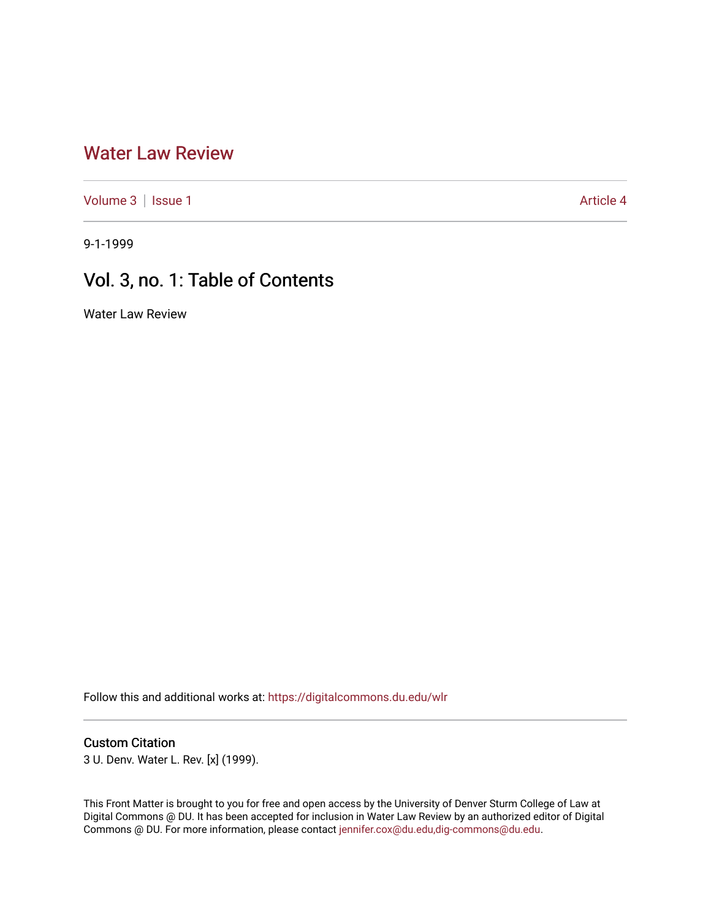# Water Law Review

Volume 3 | Issue 1 Article 4

9-1-1999

## Vol. 3, no. 1: Table of Contents

Water Law Review

Follow this and additional works at: https://digitalcommons.du.edu/wlr

### Custom Citation

3 U. Denv. Water L. Rev. [x] (1999).

This Front Matter is brought to you for free and open access by the University of Denver Sturm College of Law at Digital Commons @ DU. It has been accepted for inclusion in Water Law Review by an authorized editor of Digital Commons @ DU. For more information, please contact jennifer.cox@du.edu,dig-commons@du.edu.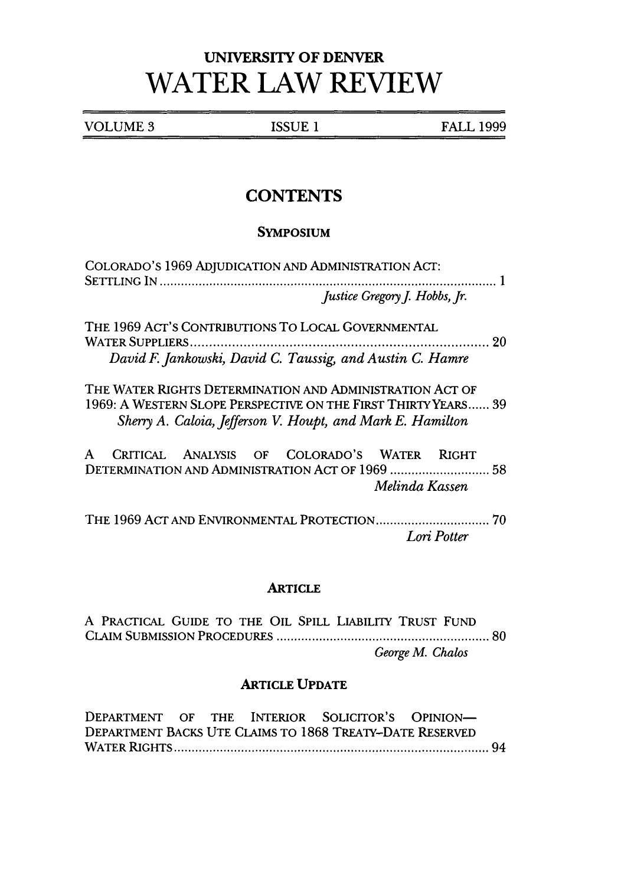# UNIVERSITY OF DENVER
# WATER LAW REVIEW

VOLUME 3 | ISSUE 1 | FALL 1999

## CONTENTS

### SYMPOSIUM

COLORADO'S 1969 ADJUDICATION AND ADMINISTRATION ACT: SETTLING IN ............................................................................................ 1
*Justice Gregory J. Hobbs, Jr.*

THE 1969 ACT'S CONTRIBUTIONS TO LOCAL GOVERNMENTAL WATER SUPPLIERS ............................................................................ 20
*David F. Jankowski, David C. Taussig, and Austin C. Hamre*

THE WATER RIGHTS DETERMINATION AND ADMINISTRATION ACT OF 1969: A WESTERN SLOPE PERSPECTIVE ON THE FIRST THIRTY YEARS...... 39
*Sherry A. Caloia, Jefferson V. Houpt, and Mark E. Hamilton*

A CRITICAL ANALYSIS OF COLORADO'S WATER RIGHT DETERMINATION AND ADMINISTRATION ACT OF 1969 ............................ 58
*Melinda Kassen*

THE 1969 ACT AND ENVIRONMENTAL PROTECTION ................................ 70
*Lori Potter*

### ARTICLE

A PRACTICAL GUIDE TO THE OIL SPILL LIABILITY TRUST FUND CLAIM SUBMISSION PROCEDURES ............................................................ 80
*George M. Chalos*

### ARTICLE UPDATE

DEPARTMENT OF THE INTERIOR SOLICITOR'S OPINION—DEPARTMENT BACKS UTE CLAIMS TO 1868 TREATY-DATE RESERVED WATER RIGHTS ........................................................................................ 94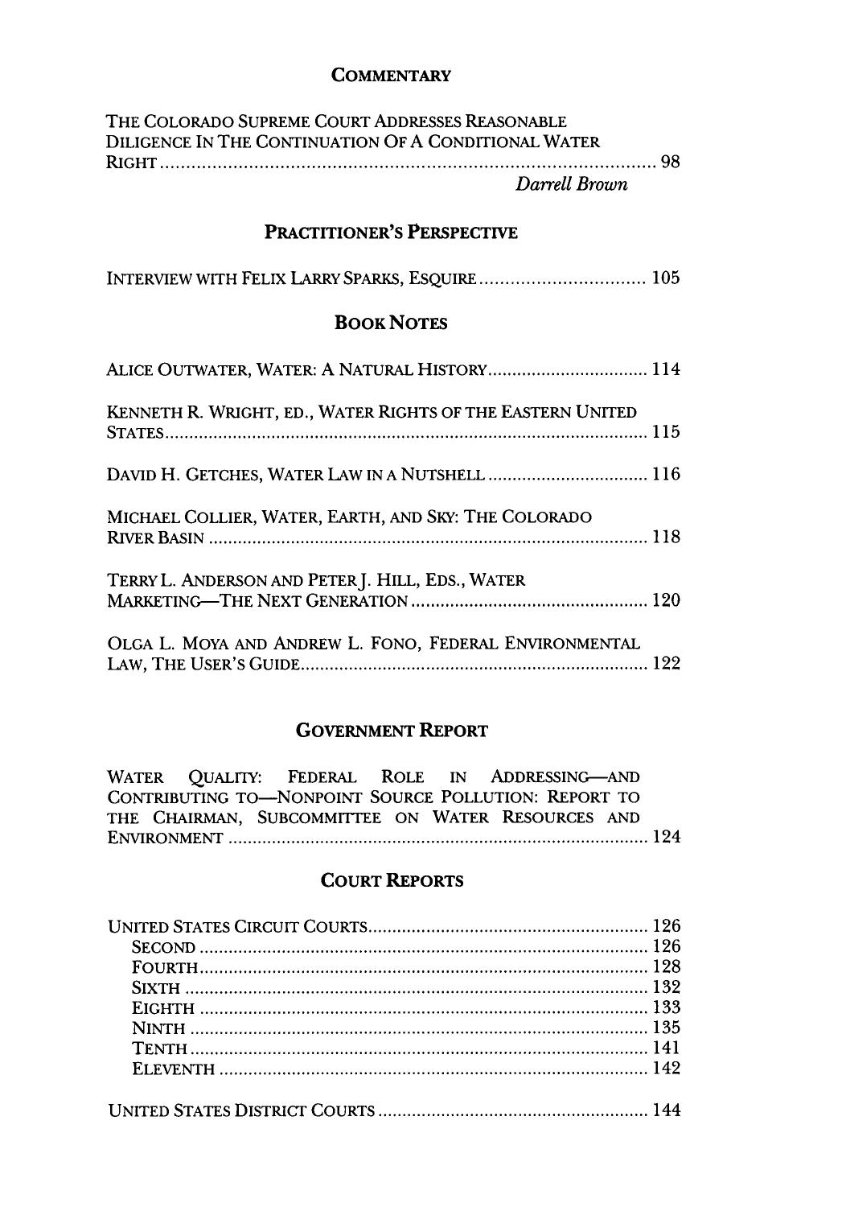## COMMENTARY

THE COLORADO SUPREME COURT ADDRESSES REASONABLE DILIGENCE IN THE CONTINUATION OF A CONDITIONAL WATER RIGHT ........ 98

*Darrell Brown*

## PRACTITIONER'S PERSPECTIVE

INTERVIEW WITH FELIX LARRY SPARKS, ESQUIRE ........ 105

## BOOK NOTES

ALICE OUTWATER, WATER: A NATURAL HISTORY ........ 114

KENNETH R. WRIGHT, ED., WATER RIGHTS OF THE EASTERN UNITED STATES ........ 115

DAVID H. GETCHES, WATER LAW IN A NUTSHELL ........ 116

MICHAEL COLLIER, WATER, EARTH, AND SKY: THE COLORADO RIVER BASIN ........ 118

TERRY L. ANDERSON AND PETER J. HILL, EDS., WATER MARKETING—THE NEXT GENERATION ........ 120

OLGA L. MOYA AND ANDREW L. FONO, FEDERAL ENVIRONMENTAL LAW, THE USER'S GUIDE ........ 122

## GOVERNMENT REPORT

WATER QUALITY: FEDERAL ROLE IN ADDRESSING—AND CONTRIBUTING TO—NONPOINT SOURCE POLLUTION: REPORT TO THE CHAIRMAN, SUBCOMMITTEE ON WATER RESOURCES AND ENVIRONMENT ........ 124

## COURT REPORTS

UNITED STATES CIRCUIT COURTS ........ 126
- SECOND ........ 126
- FOURTH ........ 128
- SIXTH ........ 132
- EIGHTH ........ 133
- NINTH ........ 135
- TENTH ........ 141
- ELEVENTH ........ 142

UNITED STATES DISTRICT COURTS ........ 144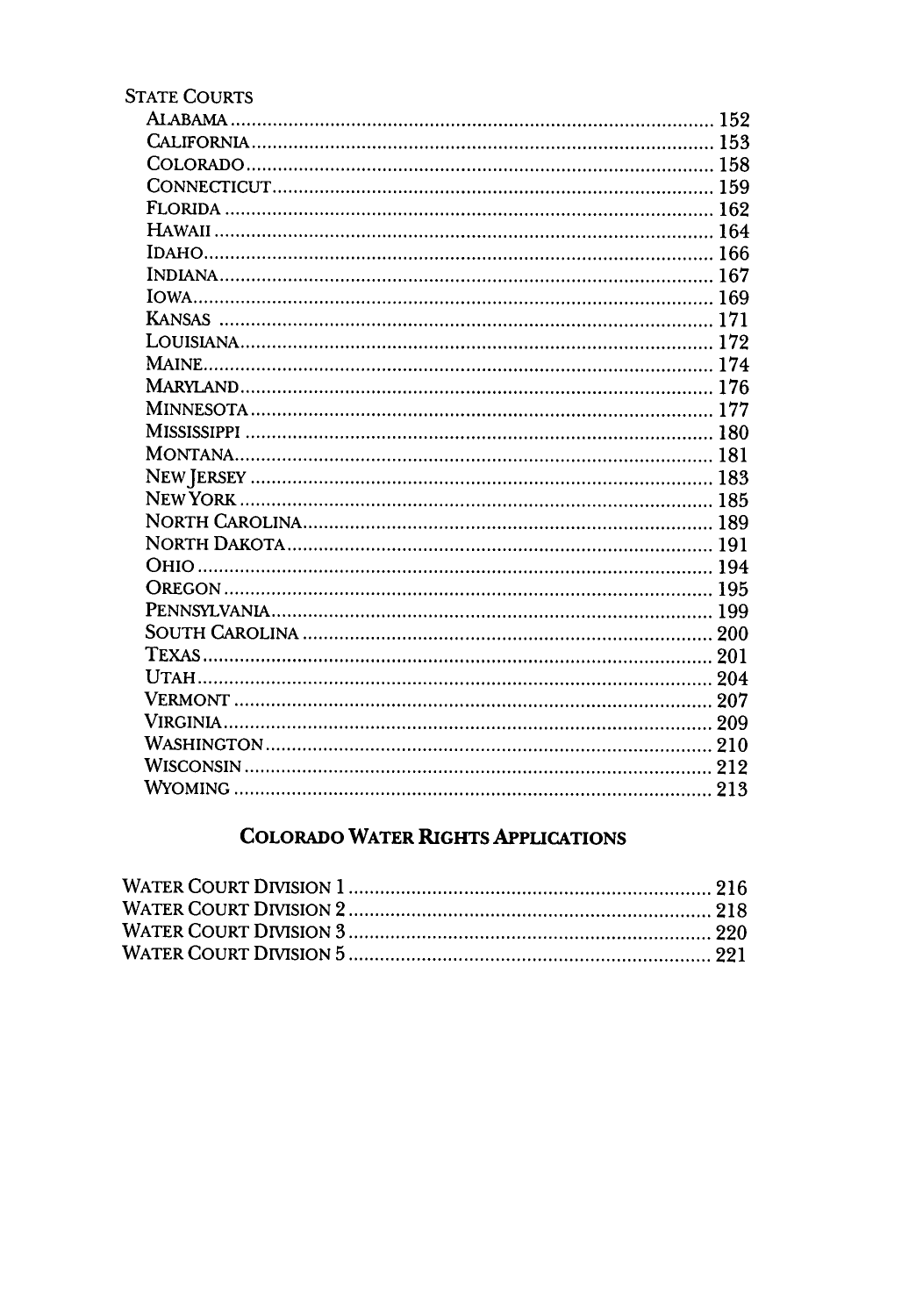STATE COURTS

- ALABAMA ........................................ 152
- CALIFORNIA ........................................ 153
- COLORADO ........................................ 158
- CONNECTICUT ........................................ 159
- FLORIDA ........................................ 162
- HAWAII ........................................ 164
- IDAHO ........................................ 166
- INDIANA ........................................ 167
- IOWA ........................................ 169
- KANSAS ........................................ 171
- LOUISIANA ........................................ 172
- MAINE ........................................ 174
- MARYLAND ........................................ 176
- MINNESOTA ........................................ 177
- MISSISSIPPI ........................................ 180
- MONTANA ........................................ 181
- NEW JERSEY ........................................ 183
- NEW YORK ........................................ 185
- NORTH CAROLINA ........................................ 189
- NORTH DAKOTA ........................................ 191
- OHIO ........................................ 194
- OREGON ........................................ 195
- PENNSYLVANIA ........................................ 199
- SOUTH CAROLINA ........................................ 200
- TEXAS ........................................ 201
- UTAH ........................................ 204
- VERMONT ........................................ 207
- VIRGINIA ........................................ 209
- WASHINGTON ........................................ 210
- WISCONSIN ........................................ 212
- WYOMING ........................................ 213

## COLORADO WATER RIGHTS APPLICATIONS

- WATER COURT DIVISION 1 ........................................ 216
- WATER COURT DIVISION 2 ........................................ 218
- WATER COURT DIVISION 3 ........................................ 220
- WATER COURT DIVISION 5 ........................................ 221